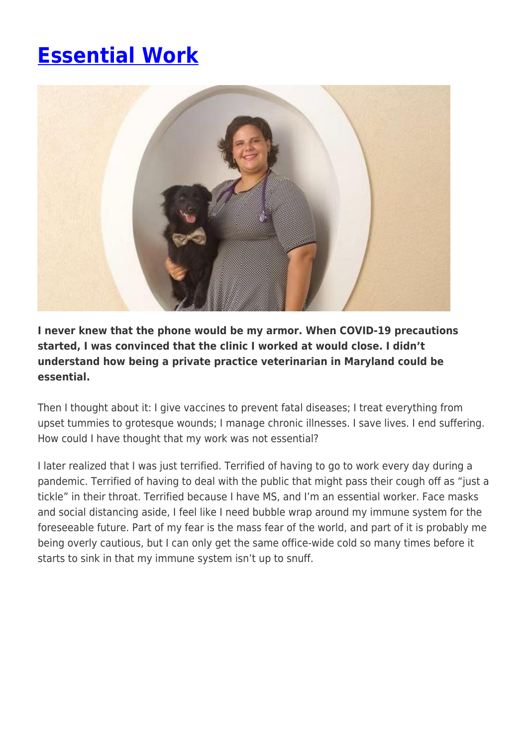# Essential Work

**I never knew that the phone would be my armor. When COVID-19 precautions started, I was convinced that the clinic I worked at would close. I didn't understand how being a private practice veterinarian in Maryland could be essential.**

Then I thought about it: I give vaccines to prevent fatal diseases; I treat everything from upset tummies to grotesque wounds; I manage chronic illnesses. I save lives. I end suffering. How could I have thought that my work was not essential?

I later realized that I was just terrified. Terrified of having to go to work every day during a pandemic. Terrified of having to deal with the public that might pass their cough off as "just a tickle" in their throat. Terrified because I have MS, and I'm an essential worker. Face masks and social distancing aside, I feel like I need bubble wrap around my immune system for the foreseeable future. Part of my fear is the mass fear of the world, and part of it is probably me being overly cautious, but I can only get the same office-wide cold so many times before it starts to sink in that my immune system isn't up to snuff.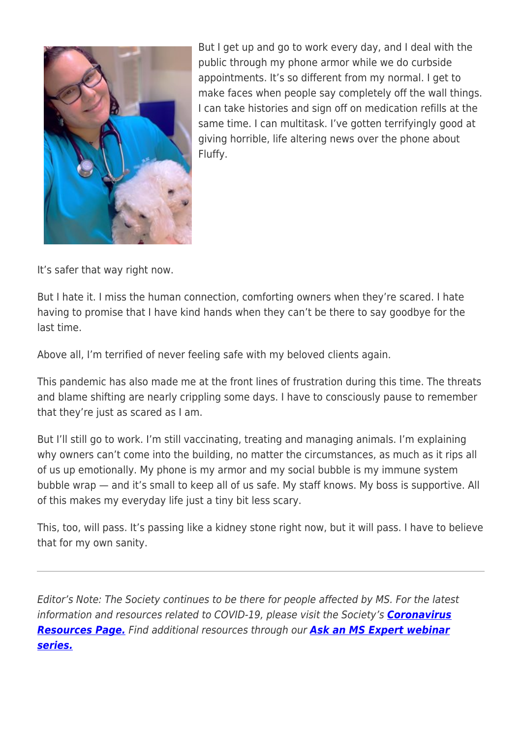But I get up and go to work every day, and I deal with the public through my phone armor while we do curbside appointments. It's so different from my normal. I get to make faces when people say completely off the wall things. I can take histories and sign off on medication refills at the same time. I can multitask. I've gotten terrifyingly good at giving horrible, life altering news over the phone about Fluffy.

It's safer that way right now.

But I hate it. I miss the human connection, comforting owners when they're scared. I hate having to promise that I have kind hands when they can't be there to say goodbye for the last time.

Above all, I'm terrified of never feeling safe with my beloved clients again.

This pandemic has also made me at the front lines of frustration during this time. The threats and blame shifting are nearly crippling some days. I have to consciously pause to remember that they're just as scared as I am.

But I'll still go to work. I'm still vaccinating, treating and managing animals. I'm explaining why owners can't come into the building, no matter the circumstances, as much as it rips all of us up emotionally. My phone is my armor and my social bubble is my immune system bubble wrap — and it's small to keep all of us safe. My staff knows. My boss is supportive. All of this makes my everyday life just a tiny bit less scary.

This, too, will pass. It's passing like a kidney stone right now, but it will pass. I have to believe that for my own sanity.

---

*Editor's Note: The Society continues to be there for people affected by MS. For the latest information and resources related to COVID-19, please visit the Society's* ***Coronavirus Resources Page.*** *Find additional resources through our* ***Ask an MS Expert webinar series.***